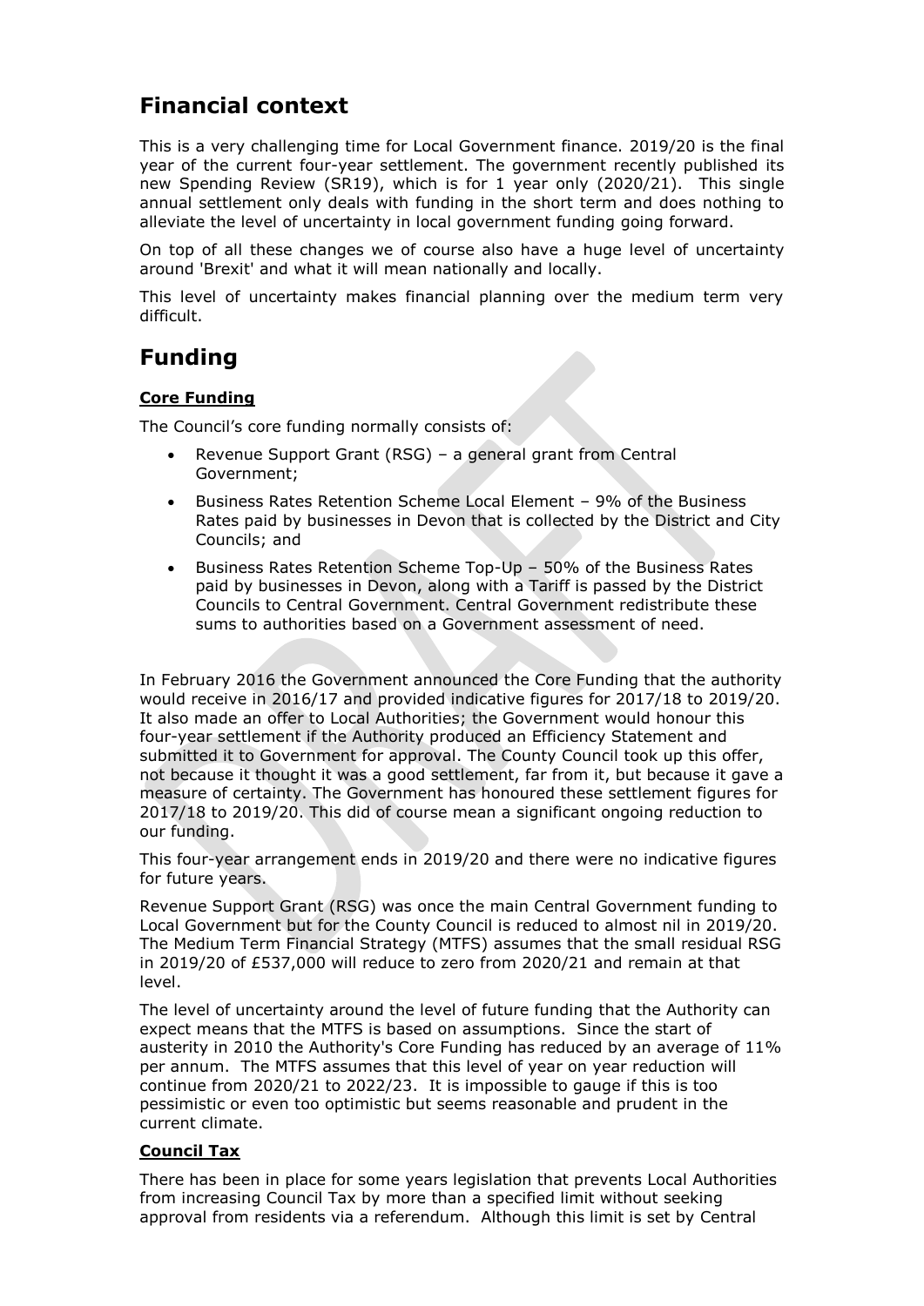# Financial context

This is a very challenging time for Local Government finance. 2019/20 is the final year of the current four-year settlement. The government recently published its new Spending Review (SR19), which is for 1 year only (2020/21). This single annual settlement only deals with funding in the short term and does nothing to alleviate the level of uncertainty in local government funding going forward.

On top of all these changes we of course also have a huge level of uncertainty around 'Brexit' and what it will mean nationally and locally.

This level of uncertainty makes financial planning over the medium term very difficult.

# Funding

### Core Funding

The Council's core funding normally consists of:

- Revenue Support Grant (RSG) – a general grant from Central Government;
- Business Rates Retention Scheme Local Element – 9% of the Business Rates paid by businesses in Devon that is collected by the District and City Councils; and
- Business Rates Retention Scheme Top-Up – 50% of the Business Rates paid by businesses in Devon, along with a Tariff is passed by the District Councils to Central Government. Central Government redistribute these sums to authorities based on a Government assessment of need.

In February 2016 the Government announced the Core Funding that the authority would receive in 2016/17 and provided indicative figures for 2017/18 to 2019/20. It also made an offer to Local Authorities; the Government would honour this four-year settlement if the Authority produced an Efficiency Statement and submitted it to Government for approval. The County Council took up this offer, not because it thought it was a good settlement, far from it, but because it gave a measure of certainty. The Government has honoured these settlement figures for 2017/18 to 2019/20. This did of course mean a significant ongoing reduction to our funding.

This four-year arrangement ends in 2019/20 and there were no indicative figures for future years.

Revenue Support Grant (RSG) was once the main Central Government funding to Local Government but for the County Council is reduced to almost nil in 2019/20. The Medium Term Financial Strategy (MTFS) assumes that the small residual RSG in 2019/20 of £537,000 will reduce to zero from 2020/21 and remain at that level.

The level of uncertainty around the level of future funding that the Authority can expect means that the MTFS is based on assumptions. Since the start of austerity in 2010 the Authority's Core Funding has reduced by an average of 11% per annum. The MTFS assumes that this level of year on year reduction will continue from 2020/21 to 2022/23. It is impossible to gauge if this is too pessimistic or even too optimistic but seems reasonable and prudent in the current climate.

### Council Tax

There has been in place for some years legislation that prevents Local Authorities from increasing Council Tax by more than a specified limit without seeking approval from residents via a referendum. Although this limit is set by Central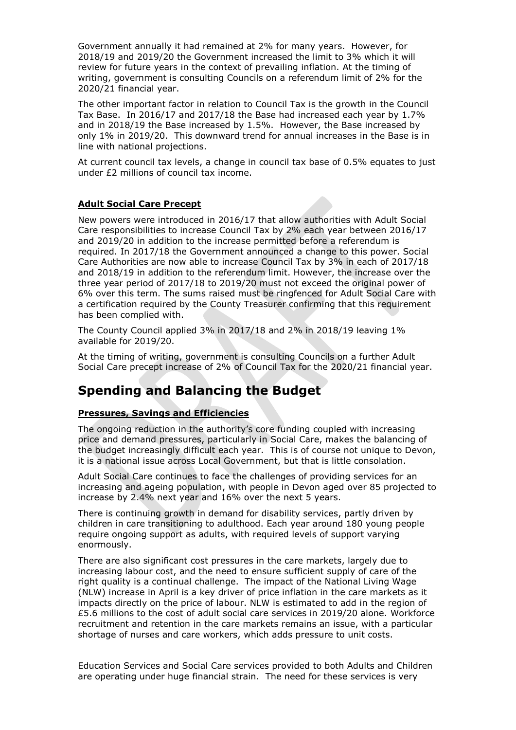Government annually it had remained at 2% for many years. However, for 2018/19 and 2019/20 the Government increased the limit to 3% which it will review for future years in the context of prevailing inflation. At the timing of writing, government is consulting Councils on a referendum limit of 2% for the 2020/21 financial year.

The other important factor in relation to Council Tax is the growth in the Council Tax Base. In 2016/17 and 2017/18 the Base had increased each year by 1.7% and in 2018/19 the Base increased by 1.5%. However, the Base increased by only 1% in 2019/20. This downward trend for annual increases in the Base is in line with national projections.

At current council tax levels, a change in council tax base of 0.5% equates to just under £2 millions of council tax income.

**Adult Social Care Precept**

New powers were introduced in 2016/17 that allow authorities with Adult Social Care responsibilities to increase Council Tax by 2% each year between 2016/17 and 2019/20 in addition to the increase permitted before a referendum is required. In 2017/18 the Government announced a change to this power. Social Care Authorities are now able to increase Council Tax by 3% in each of 2017/18 and 2018/19 in addition to the referendum limit. However, the increase over the three year period of 2017/18 to 2019/20 must not exceed the original power of 6% over this term. The sums raised must be ringfenced for Adult Social Care with a certification required by the County Treasurer confirming that this requirement has been complied with.

The County Council applied 3% in 2017/18 and 2% in 2018/19 leaving 1% available for 2019/20.

At the timing of writing, government is consulting Councils on a further Adult Social Care precept increase of 2% of Council Tax for the 2020/21 financial year.

# Spending and Balancing the Budget

**Pressures, Savings and Efficiencies**

The ongoing reduction in the authority's core funding coupled with increasing price and demand pressures, particularly in Social Care, makes the balancing of the budget increasingly difficult each year. This is of course not unique to Devon, it is a national issue across Local Government, but that is little consolation.

Adult Social Care continues to face the challenges of providing services for an increasing and ageing population, with people in Devon aged over 85 projected to increase by 2.4% next year and 16% over the next 5 years.

There is continuing growth in demand for disability services, partly driven by children in care transitioning to adulthood. Each year around 180 young people require ongoing support as adults, with required levels of support varying enormously.

There are also significant cost pressures in the care markets, largely due to increasing labour cost, and the need to ensure sufficient supply of care of the right quality is a continual challenge. The impact of the National Living Wage (NLW) increase in April is a key driver of price inflation in the care markets as it impacts directly on the price of labour. NLW is estimated to add in the region of £5.6 millions to the cost of adult social care services in 2019/20 alone. Workforce recruitment and retention in the care markets remains an issue, with a particular shortage of nurses and care workers, which adds pressure to unit costs.

Education Services and Social Care services provided to both Adults and Children are operating under huge financial strain. The need for these services is very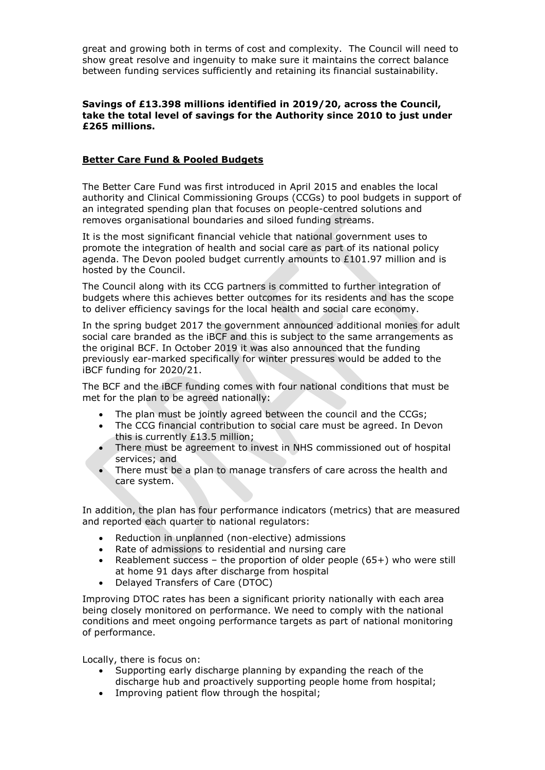great and growing both in terms of cost and complexity. The Council will need to show great resolve and ingenuity to make sure it maintains the correct balance between funding services sufficiently and retaining its financial sustainability.

**Savings of £13.398 millions identified in 2019/20, across the Council, take the total level of savings for the Authority since 2010 to just under £265 millions.**

## Better Care Fund & Pooled Budgets

The Better Care Fund was first introduced in April 2015 and enables the local authority and Clinical Commissioning Groups (CCGs) to pool budgets in support of an integrated spending plan that focuses on people-centred solutions and removes organisational boundaries and siloed funding streams.

It is the most significant financial vehicle that national government uses to promote the integration of health and social care as part of its national policy agenda. The Devon pooled budget currently amounts to £101.97 million and is hosted by the Council.

The Council along with its CCG partners is committed to further integration of budgets where this achieves better outcomes for its residents and has the scope to deliver efficiency savings for the local health and social care economy.

In the spring budget 2017 the government announced additional monies for adult social care branded as the iBCF and this is subject to the same arrangements as the original BCF. In October 2019 it was also announced that the funding previously ear-marked specifically for winter pressures would be added to the iBCF funding for 2020/21.

The BCF and the iBCF funding comes with four national conditions that must be met for the plan to be agreed nationally:

- The plan must be jointly agreed between the council and the CCGs;
- The CCG financial contribution to social care must be agreed. In Devon this is currently £13.5 million;
- There must be agreement to invest in NHS commissioned out of hospital services; and
- There must be a plan to manage transfers of care across the health and care system.

In addition, the plan has four performance indicators (metrics) that are measured and reported each quarter to national regulators:

- Reduction in unplanned (non-elective) admissions
- Rate of admissions to residential and nursing care
- Reablement success – the proportion of older people (65+) who were still at home 91 days after discharge from hospital
- Delayed Transfers of Care (DTOC)

Improving DTOC rates has been a significant priority nationally with each area being closely monitored on performance. We need to comply with the national conditions and meet ongoing performance targets as part of national monitoring of performance.

Locally, there is focus on:

- Supporting early discharge planning by expanding the reach of the discharge hub and proactively supporting people home from hospital;
- Improving patient flow through the hospital;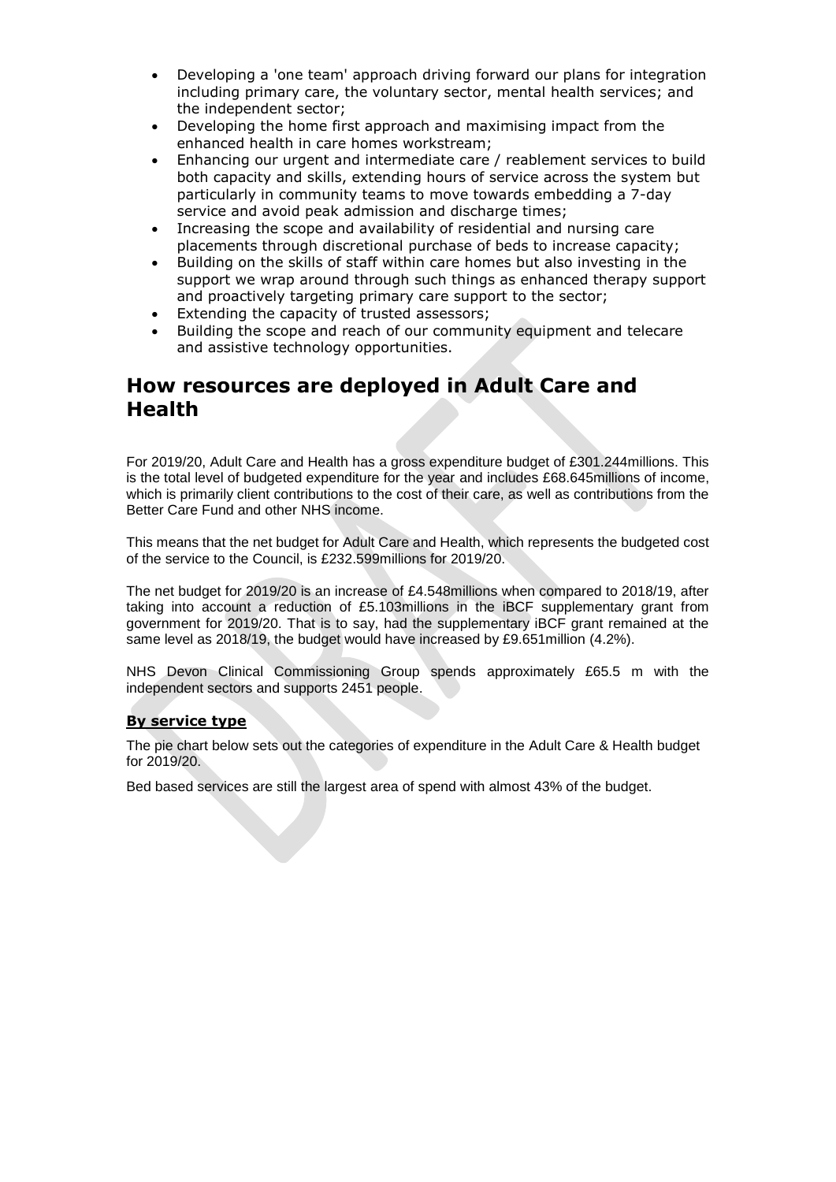- Developing a 'one team' approach driving forward our plans for integration including primary care, the voluntary sector, mental health services; and the independent sector;
- Developing the home first approach and maximising impact from the enhanced health in care homes workstream;
- Enhancing our urgent and intermediate care / reablement services to build both capacity and skills, extending hours of service across the system but particularly in community teams to move towards embedding a 7-day service and avoid peak admission and discharge times;
- Increasing the scope and availability of residential and nursing care placements through discretional purchase of beds to increase capacity;
- Building on the skills of staff within care homes but also investing in the support we wrap around through such things as enhanced therapy support and proactively targeting primary care support to the sector;
- Extending the capacity of trusted assessors;
- Building the scope and reach of our community equipment and telecare and assistive technology opportunities.

## How resources are deployed in Adult Care and Health

For 2019/20, Adult Care and Health has a gross expenditure budget of £301.244millions. This is the total level of budgeted expenditure for the year and includes £68.645millions of income, which is primarily client contributions to the cost of their care, as well as contributions from the Better Care Fund and other NHS income.

This means that the net budget for Adult Care and Health, which represents the budgeted cost of the service to the Council, is £232.599millions for 2019/20.

The net budget for 2019/20 is an increase of £4.548millions when compared to 2018/19, after taking into account a reduction of £5.103millions in the iBCF supplementary grant from government for 2019/20. That is to say, had the supplementary iBCF grant remained at the same level as 2018/19, the budget would have increased by £9.651million (4.2%).

NHS Devon Clinical Commissioning Group spends approximately £65.5 m with the independent sectors and supports 2451 people.

### By service type

The pie chart below sets out the categories of expenditure in the Adult Care & Health budget for 2019/20.

Bed based services are still the largest area of spend with almost 43% of the budget.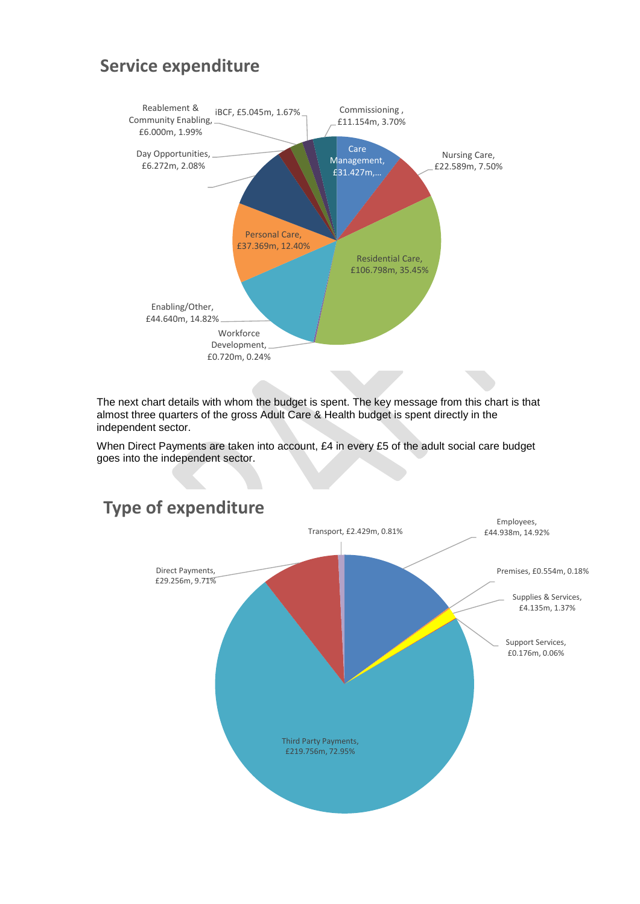## Service expenditure

Reablement & Community Enabling, £6.000m, 1.99%

iBCF, £5.045m, 1.67%

Commissioning , £11.154m, 3.70%

Care Management, £31.427m,...

Nursing Care, £22.589m, 7.50%

Day Opportunities, £6.272m, 2.08%

Personal Care, £37.369m, 12.40%

Residential Care, £106.798m, 35.45%

Enabling/Other, £44.640m, 14.82%

Workforce Development, £0.720m, 0.24%

The next chart details with whom the budget is spent. The key message from this chart is that almost three quarters of the gross Adult Care & Health budget is spent directly in the independent sector.

When Direct Payments are taken into account, £4 in every £5 of the adult social care budget goes into the independent sector.

## Type of expenditure

Transport, £2.429m, 0.81%

Employees, £44.938m, 14.92%

Direct Payments, £29.256m, 9.71%

Premises, £0.554m, 0.18%

Supplies & Services, £4.135m, 1.37%

Support Services, £0.176m, 0.06%

Third Party Payments, £219.756m, 72.95%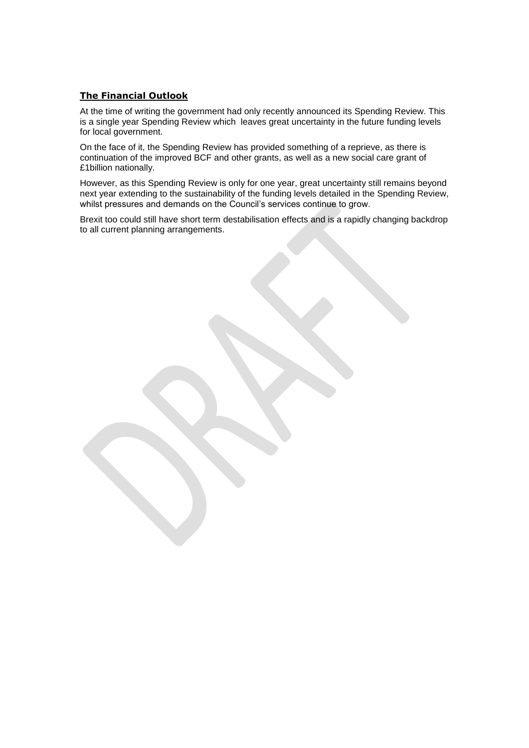**The Financial Outlook**

At the time of writing the government had only recently announced its Spending Review. This is a single year Spending Review which leaves great uncertainty in the future funding levels for local government.

On the face of it, the Spending Review has provided something of a reprieve, as there is continuation of the improved BCF and other grants, as well as a new social care grant of £1billion nationally.

However, as this Spending Review is only for one year, great uncertainty still remains beyond next year extending to the sustainability of the funding levels detailed in the Spending Review, whilst pressures and demands on the Council's services continue to grow.

Brexit too could still have short term destabilisation effects and is a rapidly changing backdrop to all current planning arrangements.